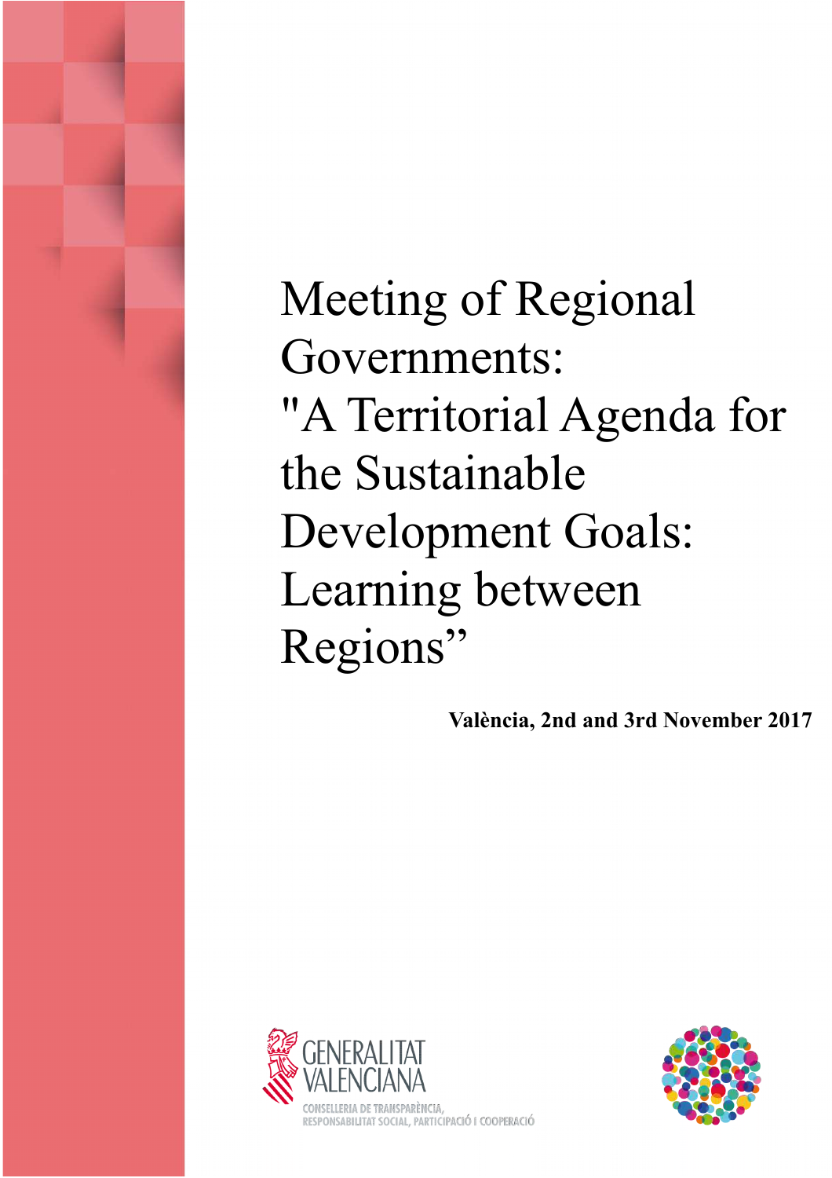# Meeting of Regional Governments: "A Territorial Agenda for the Sustainable Development Goals: Learning between Regions”

**València, 2nd and 3rd November 2017**

GENERALITAT VALENCIANA

CONSELLERIA DE TRANSPARÈNCIA, RESPONSABILITAT SOCIAL, PARTICIPACIÓ I COOPERACIÓ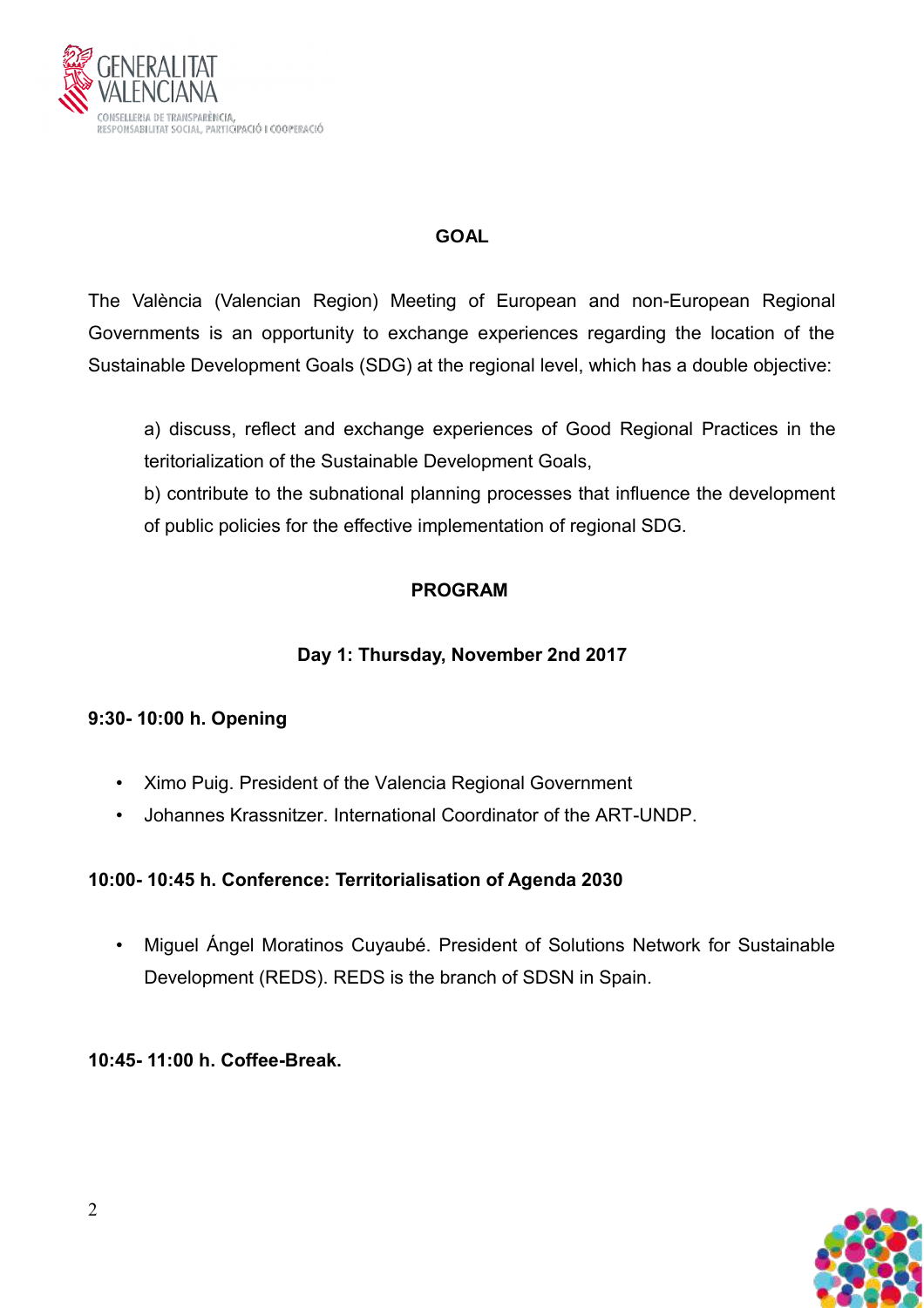## GOAL

The València (Valencian Region) Meeting of European and non-European Regional Governments is an opportunity to exchange experiences regarding the location of the Sustainable Development Goals (SDG) at the regional level, which has a double objective:

a) discuss, reflect and exchange experiences of Good Regional Practices in the teritorialization of the Sustainable Development Goals,

b) contribute to the subnational planning processes that influence the development of public policies for the effective implementation of regional SDG.

## PROGRAM

### Day 1: Thursday, November 2nd 2017

**9:30- 10:00 h. Opening**

- Ximo Puig. President of the Valencia Regional Government
- Johannes Krassnitzer. International Coordinator of the ART-UNDP.

**10:00- 10:45 h. Conference: Territorialisation of Agenda 2030**

- Miguel Ángel Moratinos Cuyaubé. President of Solutions Network for Sustainable Development (REDS). REDS is the branch of SDSN in Spain.

**10:45- 11:00 h. Coffee-Break.**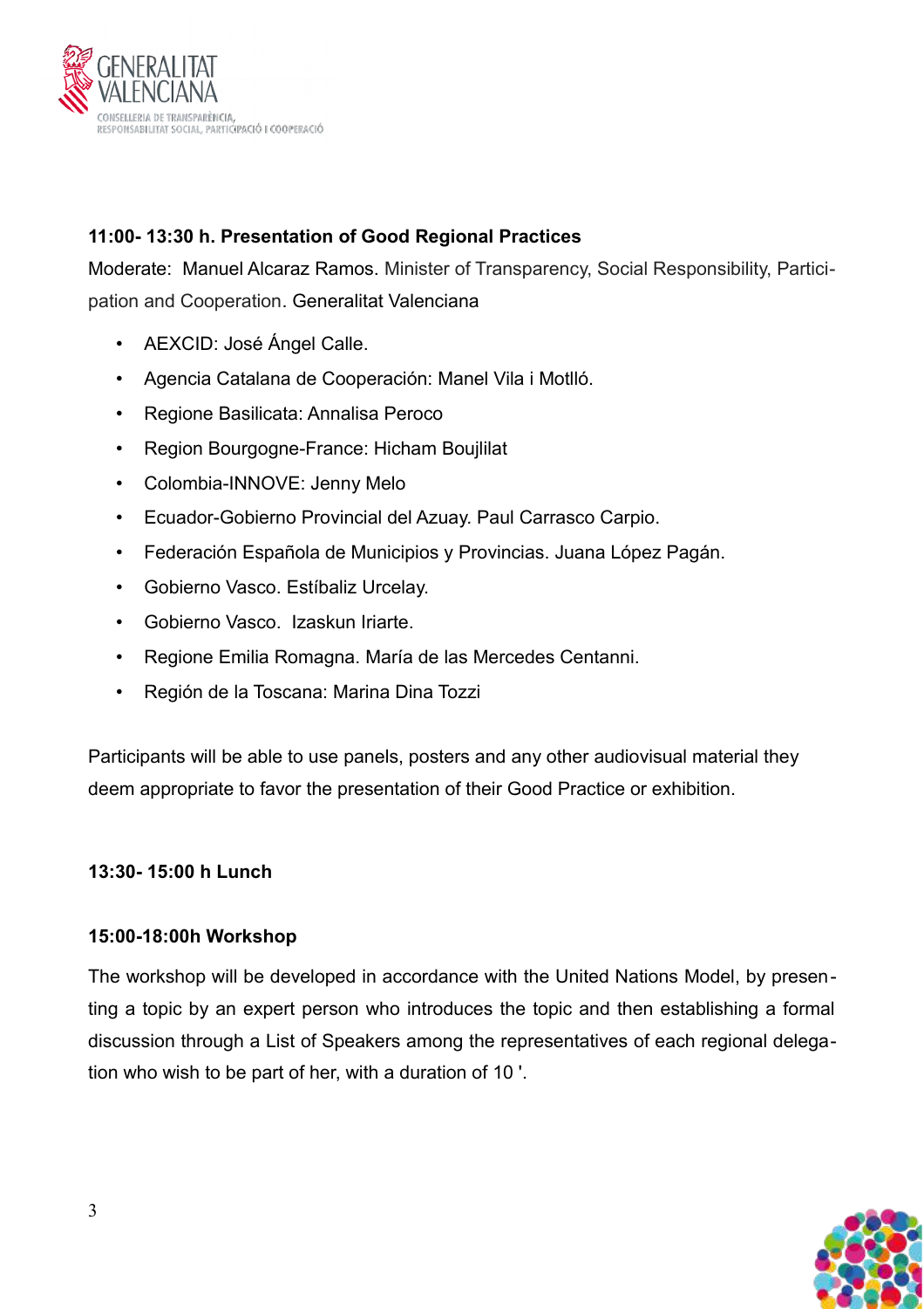**11:00- 13:30 h. Presentation of Good Regional Practices**

Moderate: Manuel Alcaraz Ramos. Minister of Transparency, Social Responsibility, Participation and Cooperation. Generalitat Valenciana

- AEXCID: José Ángel Calle.
- Agencia Catalana de Cooperación: Manel Vila i Motlló.
- Regione Basilicata: Annalisa Peroco
- Region Bourgogne-France: Hicham Boujlilat
- Colombia-INNOVE: Jenny Melo
- Ecuador-Gobierno Provincial del Azuay. Paul Carrasco Carpio.
- Federación Española de Municipios y Provincias. Juana López Pagán.
- Gobierno Vasco. Estíbaliz Urcelay.
- Gobierno Vasco. Izaskun Iriarte.
- Regione Emilia Romagna. María de las Mercedes Centanni.
- Región de la Toscana: Marina Dina Tozzi

Participants will be able to use panels, posters and any other audiovisual material they deem appropriate to favor the presentation of their Good Practice or exhibition.

**13:30- 15:00 h Lunch**

**15:00-18:00h Workshop**

The workshop will be developed in accordance with the United Nations Model, by presenting a topic by an expert person who introduces the topic and then establishing a formal discussion through a List of Speakers among the representatives of each regional delegation who wish to be part of her, with a duration of 10 '.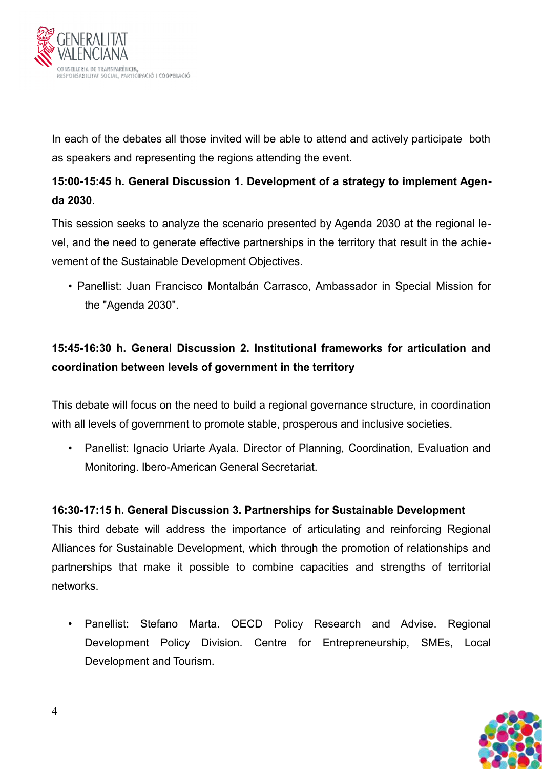In each of the debates all those invited will be able to attend and actively participate both as speakers and representing the regions attending the event.

**15:00-15:45 h. General Discussion 1. Development of a strategy to implement Agenda 2030.**

This session seeks to analyze the scenario presented by Agenda 2030 at the regional level, and the need to generate effective partnerships in the territory that result in the achievement of the Sustainable Development Objectives.

- Panellist: Juan Francisco Montalbán Carrasco, Ambassador in Special Mission for the "Agenda 2030".

**15:45-16:30 h. General Discussion 2. Institutional frameworks for articulation and coordination between levels of government in the territory**

This debate will focus on the need to build a regional governance structure, in coordination with all levels of government to promote stable, prosperous and inclusive societies.

- Panellist: Ignacio Uriarte Ayala. Director of Planning, Coordination, Evaluation and Monitoring. Ibero-American General Secretariat.

**16:30-17:15 h. General Discussion 3. Partnerships for Sustainable Development**

This third debate will address the importance of articulating and reinforcing Regional Alliances for Sustainable Development, which through the promotion of relationships and partnerships that make it possible to combine capacities and strengths of territorial networks.

- Panellist: Stefano Marta. OECD Policy Research and Advise. Regional Development Policy Division. Centre for Entrepreneurship, SMEs, Local Development and Tourism.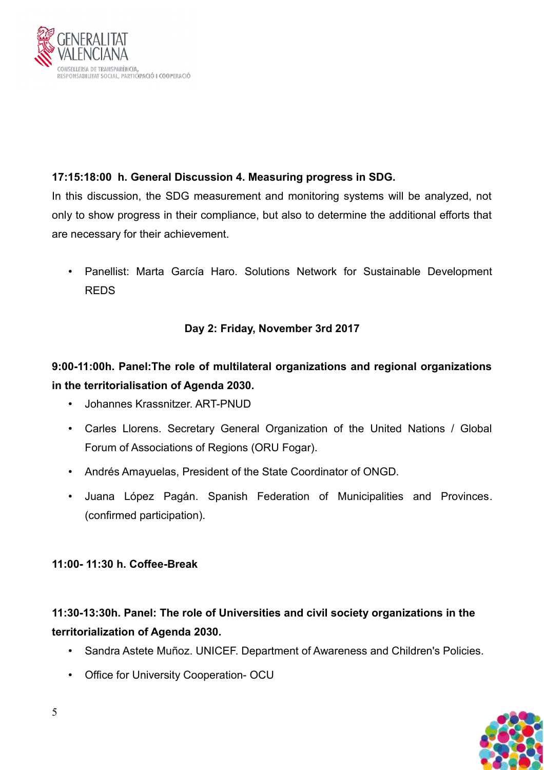**17:15:18:00 h. General Discussion 4. Measuring progress in SDG.**

In this discussion, the SDG measurement and monitoring systems will be analyzed, not only to show progress in their compliance, but also to determine the additional efforts that are necessary for their achievement.

- Panellist: Marta García Haro. Solutions Network for Sustainable Development REDS

**Day 2: Friday, November 3rd 2017**

**9:00-11:00h. Panel:The role of multilateral organizations and regional organizations in the territorialisation of Agenda 2030.**

- Johannes Krassnitzer. ART-PNUD
- Carles Llorens. Secretary General Organization of the United Nations / Global Forum of Associations of Regions (ORU Fogar).
- Andrés Amayuelas, President of the State Coordinator of ONGD.
- Juana López Pagán. Spanish Federation of Municipalities and Provinces. (confirmed participation).

**11:00- 11:30 h. Coffee-Break**

**11:30-13:30h. Panel: The role of Universities and civil society organizations in the territorialization of Agenda 2030.**

- Sandra Astete Muñoz. UNICEF. Department of Awareness and Children's Policies.
- Office for University Cooperation- OCU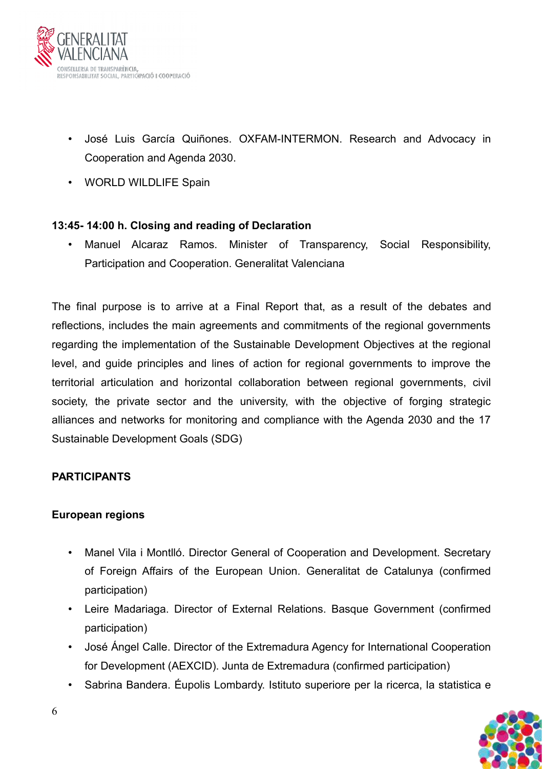- José Luis García Quiñones. OXFAM-INTERMON. Research and Advocacy in Cooperation and Agenda 2030.
- WORLD WILDLIFE Spain

**13:45- 14:00 h. Closing and reading of Declaration**

- Manuel Alcaraz Ramos. Minister of Transparency, Social Responsibility, Participation and Cooperation. Generalitat Valenciana

The final purpose is to arrive at a Final Report that, as a result of the debates and reflections, includes the main agreements and commitments of the regional governments regarding the implementation of the Sustainable Development Objectives at the regional level, and guide principles and lines of action for regional governments to improve the territorial articulation and horizontal collaboration between regional governments, civil society, the private sector and the university, with the objective of forging strategic alliances and networks for monitoring and compliance with the Agenda 2030 and the 17 Sustainable Development Goals (SDG)

**PARTICIPANTS**

**European regions**

- Manel Vila i Montlló. Director General of Cooperation and Development. Secretary of Foreign Affairs of the European Union. Generalitat de Catalunya (confirmed participation)
- Leire Madariaga. Director of External Relations. Basque Government (confirmed participation)
- José Ángel Calle. Director of the Extremadura Agency for International Cooperation for Development (AEXCID). Junta de Extremadura (confirmed participation)
- Sabrina Bandera. Éupolis Lombardy. Istituto superiore per la ricerca, la statistica e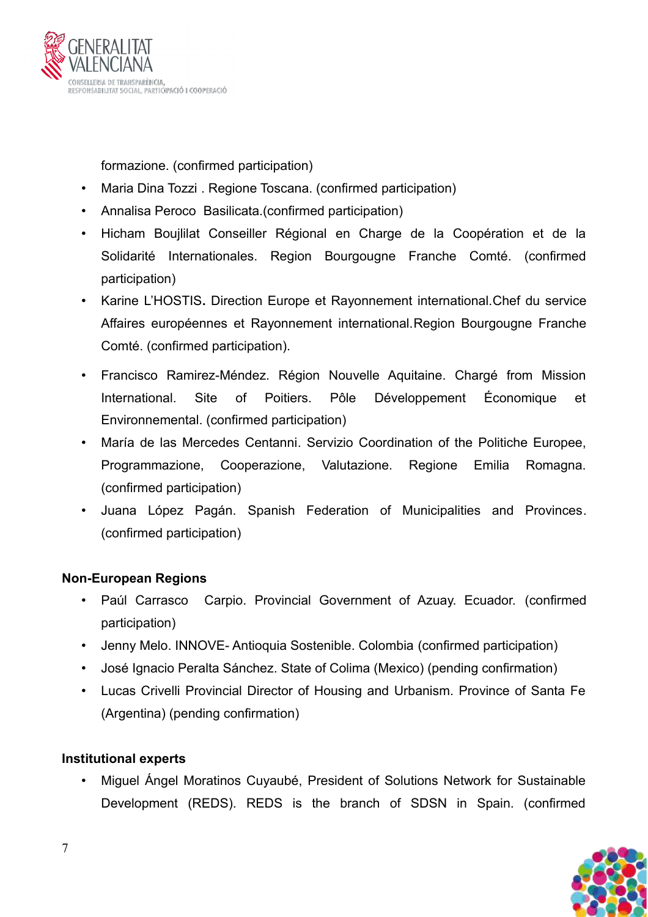formazione. (confirmed participation)

- Maria Dina Tozzi . Regione Toscana. (confirmed participation)
- Annalisa Peroco  Basilicata.(confirmed participation)
- Hicham Boujlilat Conseiller Régional en Charge de la Coopération et de la Solidarité Internationales. Region Bourgougne Franche Comté. (confirmed participation)
- Karine L'HOSTIS. Direction Europe et Rayonnement international.Chef du service Affaires européennes et Rayonnement international.Region Bourgougne Franche Comté. (confirmed participation).
- Francisco Ramirez-Méndez. Région Nouvelle Aquitaine. Chargé from Mission International. Site of Poitiers. Pôle Développement Économique et Environnemental. (confirmed participation)
- María de las Mercedes Centanni. Servizio Coordination of the Politiche Europee, Programmazione, Cooperazione, Valutazione. Regione Emilia Romagna. (confirmed participation)
- Juana López Pagán. Spanish Federation of Municipalities and Provinces. (confirmed participation)

**Non-European Regions**

- Paúl Carrasco  Carpio. Provincial Government of Azuay. Ecuador. (confirmed participation)
- Jenny Melo. INNOVE- Antioquia Sostenible. Colombia (confirmed participation)
- José Ignacio Peralta Sánchez. State of Colima (Mexico) (pending confirmation)
- Lucas Crivelli Provincial Director of Housing and Urbanism. Province of Santa Fe (Argentina) (pending confirmation)

**Institutional experts**

- Miguel Ángel Moratinos Cuyaubé, President of Solutions Network for Sustainable Development (REDS). REDS is the branch of SDSN in Spain. (confirmed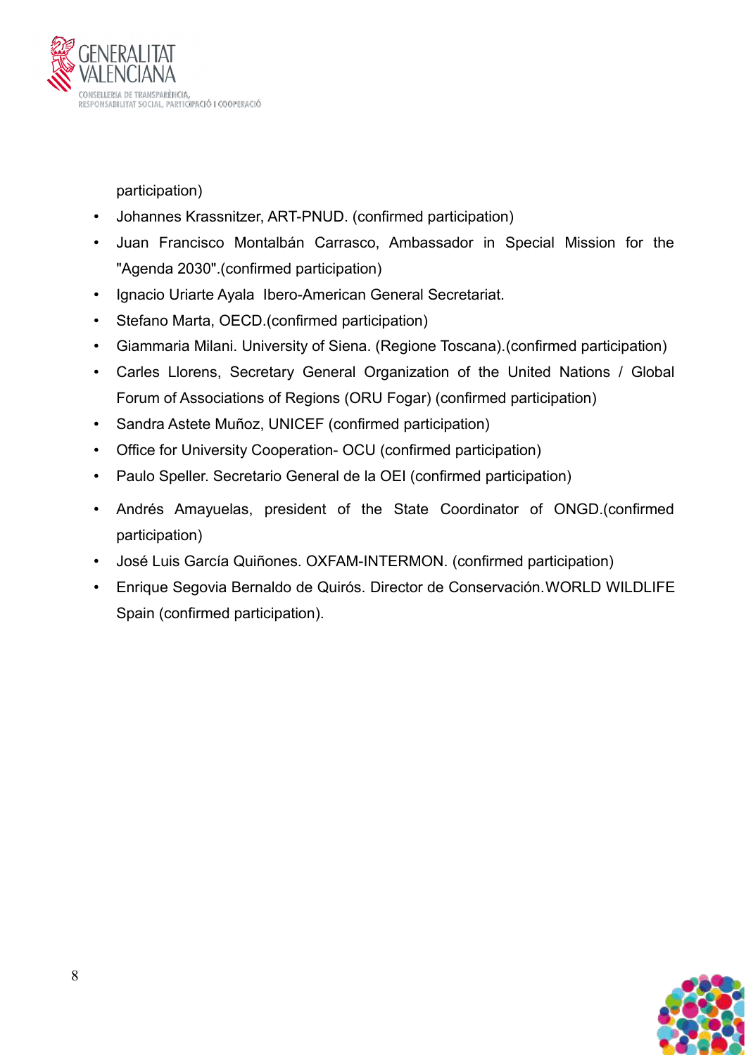participation)

- Johannes Krassnitzer, ART-PNUD. (confirmed participation)
- Juan Francisco Montalbán Carrasco, Ambassador in Special Mission for the "Agenda 2030".(confirmed participation)
- Ignacio Uriarte Ayala Ibero-American General Secretariat.
- Stefano Marta, OECD.(confirmed participation)
- Giammaria Milani. University of Siena. (Regione Toscana).(confirmed participation)
- Carles Llorens, Secretary General Organization of the United Nations / Global Forum of Associations of Regions (ORU Fogar) (confirmed participation)
- Sandra Astete Muñoz, UNICEF (confirmed participation)
- Office for University Cooperation- OCU (confirmed participation)
- Paulo Speller. Secretario General de la OEI (confirmed participation)
- Andrés Amayuelas, president of the State Coordinator of ONGD.(confirmed participation)
- José Luis García Quiñones. OXFAM-INTERMON. (confirmed participation)
- Enrique Segovia Bernaldo de Quirós. Director de Conservación.WORLD WILDLIFE Spain (confirmed participation).